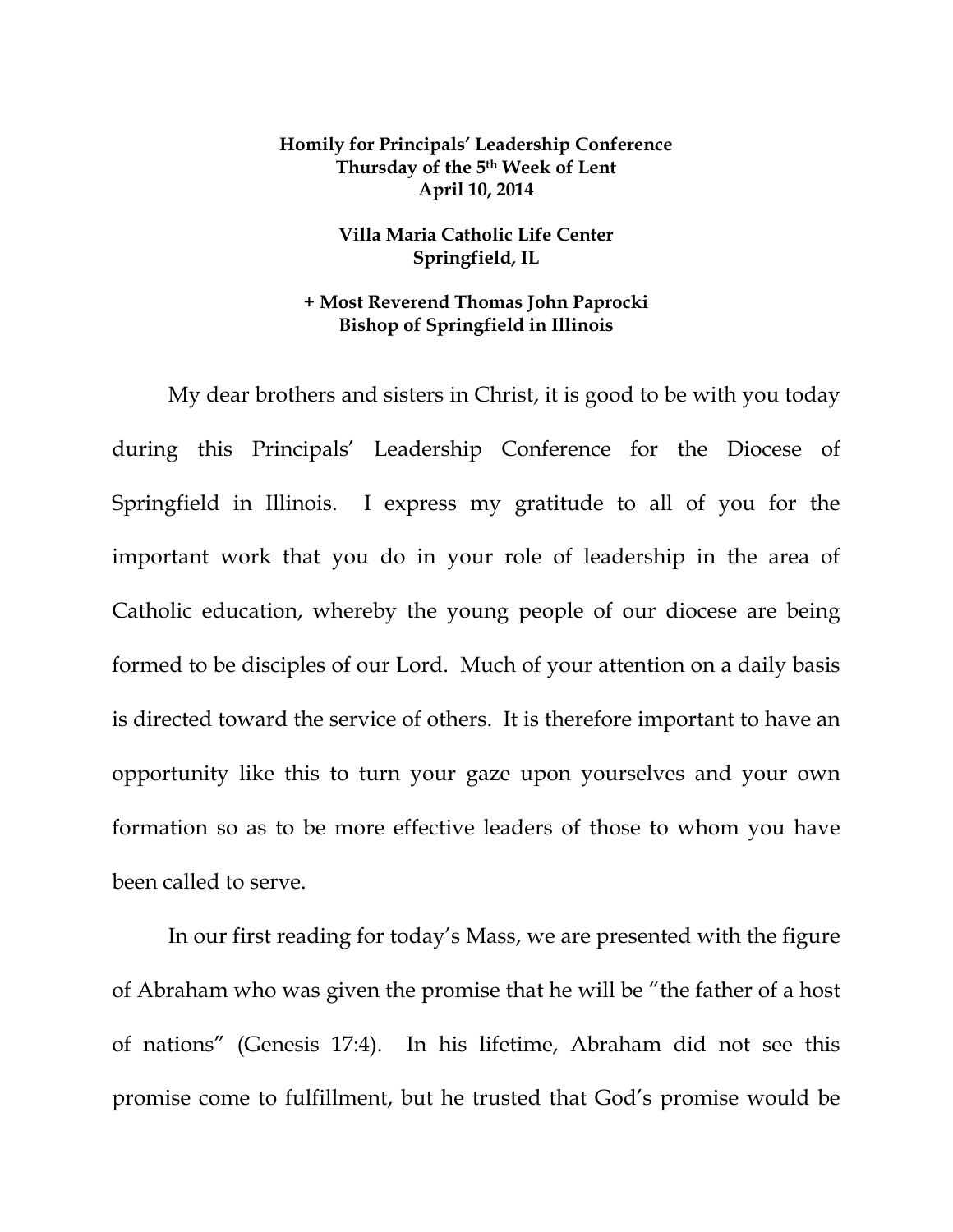**Homily for Principals' Leadership Conference**
**Thursday of the 5th Week of Lent**
**April 10, 2014**

**Villa Maria Catholic Life Center**
**Springfield, IL**

**+ Most Reverend Thomas John Paprocki**
**Bishop of Springfield in Illinois**

My dear brothers and sisters in Christ, it is good to be with you today during this Principals' Leadership Conference for the Diocese of Springfield in Illinois. I express my gratitude to all of you for the important work that you do in your role of leadership in the area of Catholic education, whereby the young people of our diocese are being formed to be disciples of our Lord. Much of your attention on a daily basis is directed toward the service of others. It is therefore important to have an opportunity like this to turn your gaze upon yourselves and your own formation so as to be more effective leaders of those to whom you have been called to serve.

In our first reading for today's Mass, we are presented with the figure of Abraham who was given the promise that he will be "the father of a host of nations" (Genesis 17:4). In his lifetime, Abraham did not see this promise come to fulfillment, but he trusted that God's promise would be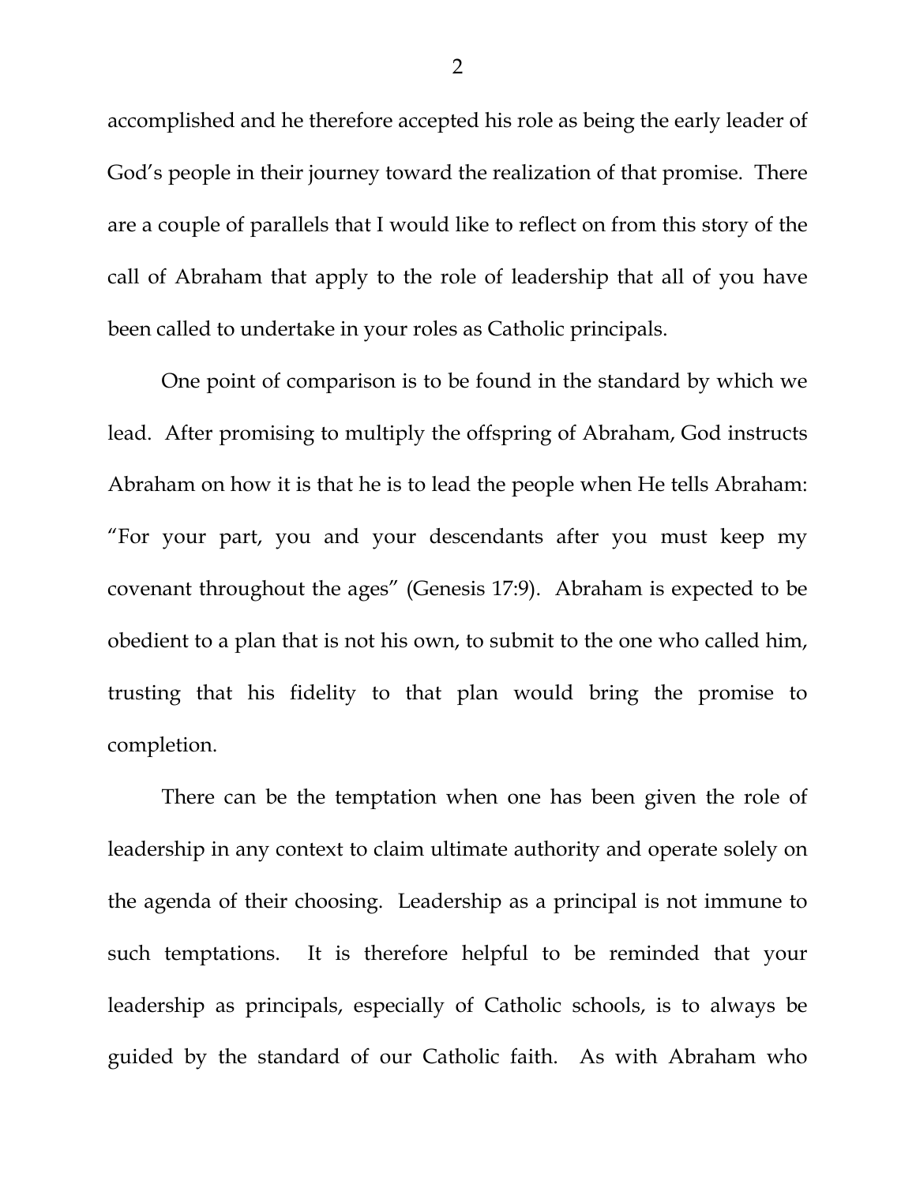accomplished and he therefore accepted his role as being the early leader of God's people in their journey toward the realization of that promise. There are a couple of parallels that I would like to reflect on from this story of the call of Abraham that apply to the role of leadership that all of you have been called to undertake in your roles as Catholic principals.

One point of comparison is to be found in the standard by which we lead. After promising to multiply the offspring of Abraham, God instructs Abraham on how it is that he is to lead the people when He tells Abraham: "For your part, you and your descendants after you must keep my covenant throughout the ages" (Genesis 17:9). Abraham is expected to be obedient to a plan that is not his own, to submit to the one who called him, trusting that his fidelity to that plan would bring the promise to completion.

There can be the temptation when one has been given the role of leadership in any context to claim ultimate authority and operate solely on the agenda of their choosing. Leadership as a principal is not immune to such temptations. It is therefore helpful to be reminded that your leadership as principals, especially of Catholic schools, is to always be guided by the standard of our Catholic faith. As with Abraham who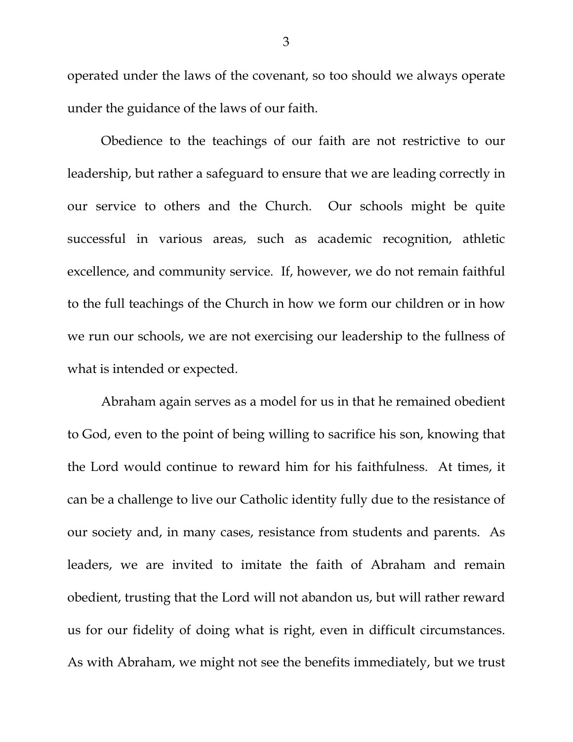operated under the laws of the covenant, so too should we always operate under the guidance of the laws of our faith.

Obedience to the teachings of our faith are not restrictive to our leadership, but rather a safeguard to ensure that we are leading correctly in our service to others and the Church. Our schools might be quite successful in various areas, such as academic recognition, athletic excellence, and community service. If, however, we do not remain faithful to the full teachings of the Church in how we form our children or in how we run our schools, we are not exercising our leadership to the fullness of what is intended or expected.

Abraham again serves as a model for us in that he remained obedient to God, even to the point of being willing to sacrifice his son, knowing that the Lord would continue to reward him for his faithfulness. At times, it can be a challenge to live our Catholic identity fully due to the resistance of our society and, in many cases, resistance from students and parents. As leaders, we are invited to imitate the faith of Abraham and remain obedient, trusting that the Lord will not abandon us, but will rather reward us for our fidelity of doing what is right, even in difficult circumstances. As with Abraham, we might not see the benefits immediately, but we trust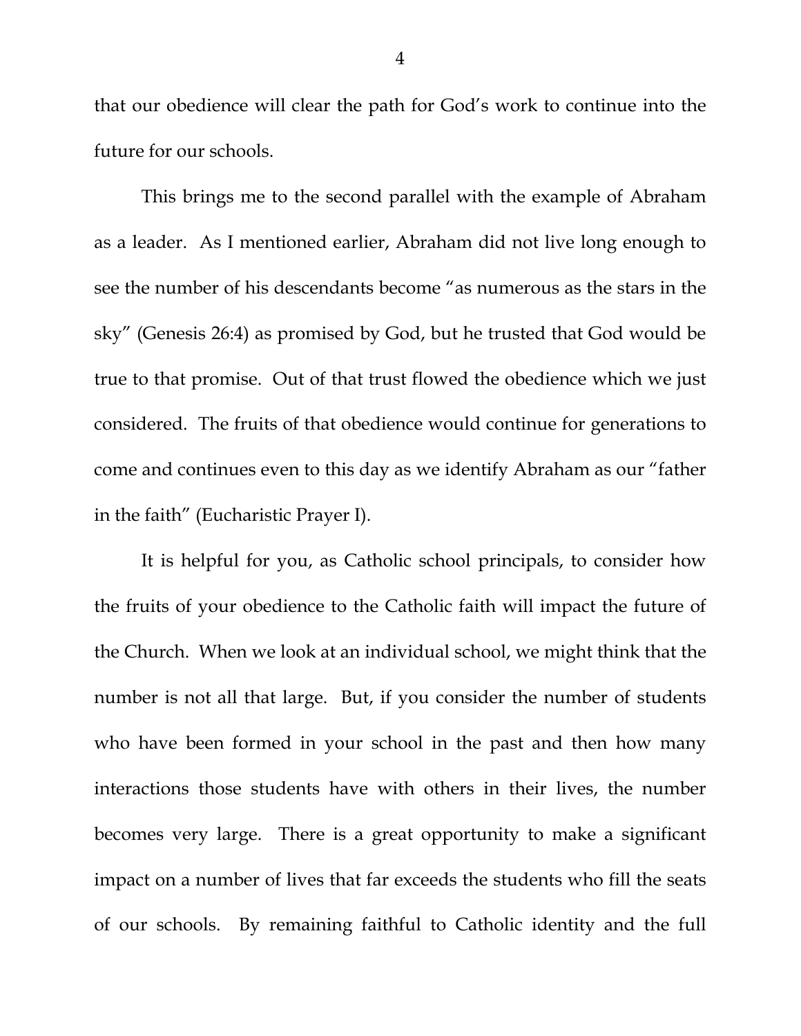that our obedience will clear the path for God's work to continue into the future for our schools.

This brings me to the second parallel with the example of Abraham as a leader. As I mentioned earlier, Abraham did not live long enough to see the number of his descendants become "as numerous as the stars in the sky" (Genesis 26:4) as promised by God, but he trusted that God would be true to that promise. Out of that trust flowed the obedience which we just considered. The fruits of that obedience would continue for generations to come and continues even to this day as we identify Abraham as our "father in the faith" (Eucharistic Prayer I).

It is helpful for you, as Catholic school principals, to consider how the fruits of your obedience to the Catholic faith will impact the future of the Church. When we look at an individual school, we might think that the number is not all that large. But, if you consider the number of students who have been formed in your school in the past and then how many interactions those students have with others in their lives, the number becomes very large. There is a great opportunity to make a significant impact on a number of lives that far exceeds the students who fill the seats of our schools. By remaining faithful to Catholic identity and the full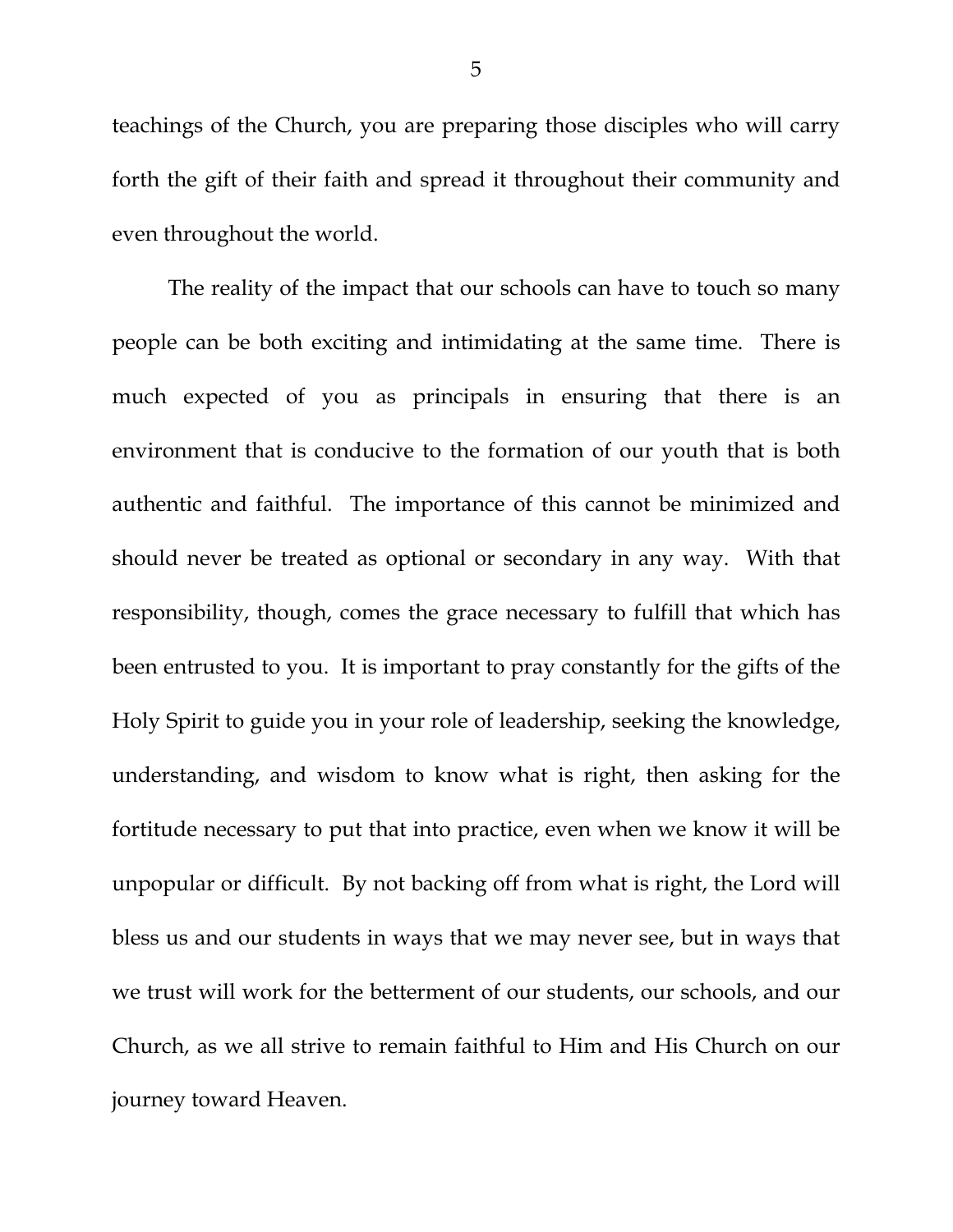teachings of the Church, you are preparing those disciples who will carry forth the gift of their faith and spread it throughout their community and even throughout the world.

The reality of the impact that our schools can have to touch so many people can be both exciting and intimidating at the same time. There is much expected of you as principals in ensuring that there is an environment that is conducive to the formation of our youth that is both authentic and faithful. The importance of this cannot be minimized and should never be treated as optional or secondary in any way. With that responsibility, though, comes the grace necessary to fulfill that which has been entrusted to you. It is important to pray constantly for the gifts of the Holy Spirit to guide you in your role of leadership, seeking the knowledge, understanding, and wisdom to know what is right, then asking for the fortitude necessary to put that into practice, even when we know it will be unpopular or difficult. By not backing off from what is right, the Lord will bless us and our students in ways that we may never see, but in ways that we trust will work for the betterment of our students, our schools, and our Church, as we all strive to remain faithful to Him and His Church on our journey toward Heaven.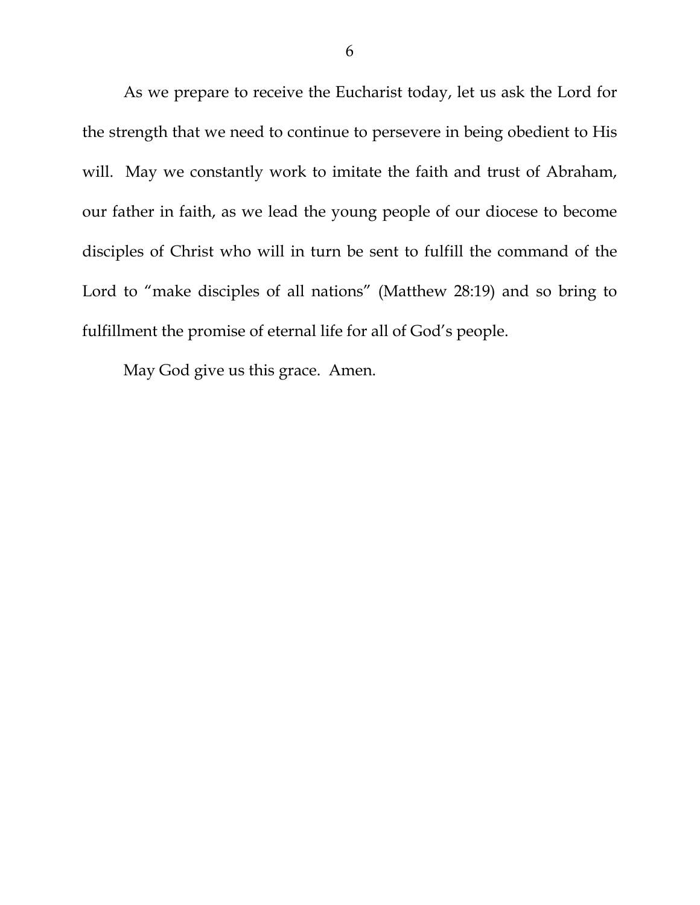As we prepare to receive the Eucharist today, let us ask the Lord for the strength that we need to continue to persevere in being obedient to His will. May we constantly work to imitate the faith and trust of Abraham, our father in faith, as we lead the young people of our diocese to become disciples of Christ who will in turn be sent to fulfill the command of the Lord to "make disciples of all nations" (Matthew 28:19) and so bring to fulfillment the promise of eternal life for all of God's people.

May God give us this grace. Amen.